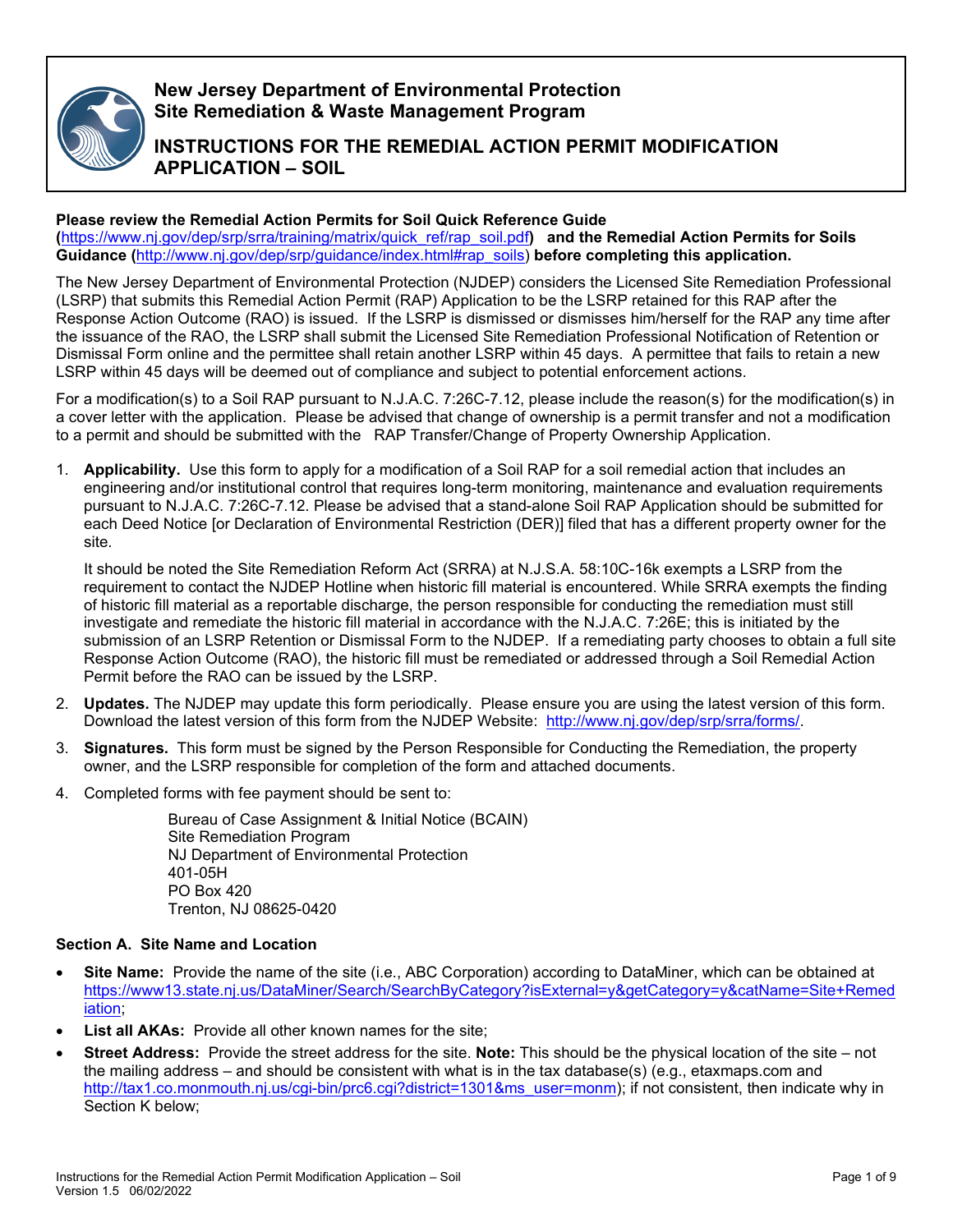# New Jersey Department of Environmental Protection
# Site Remediation & Waste Management Program

## INSTRUCTIONS FOR THE REMEDIAL ACTION PERMIT MODIFICATION APPLICATION – SOIL

**Please review the Remedial Action Permits for Soil Quick Reference Guide (**https://www.nj.gov/dep/srp/srra/training/matrix/quick_ref/rap_soil.pdf**) and the Remedial Action Permits for Soils Guidance (**http://www.nj.gov/dep/srp/guidance/index.html#rap_soils**) before completing this application.**

The New Jersey Department of Environmental Protection (NJDEP) considers the Licensed Site Remediation Professional (LSRP) that submits this Remedial Action Permit (RAP) Application to be the LSRP retained for this RAP after the Response Action Outcome (RAO) is issued. If the LSRP is dismissed or dismisses him/herself for the RAP any time after the issuance of the RAO, the LSRP shall submit the Licensed Site Remediation Professional Notification of Retention or Dismissal Form online and the permittee shall retain another LSRP within 45 days. A permittee that fails to retain a new LSRP within 45 days will be deemed out of compliance and subject to potential enforcement actions.

For a modification(s) to a Soil RAP pursuant to N.J.A.C. 7:26C-7.12, please include the reason(s) for the modification(s) in a cover letter with the application. Please be advised that change of ownership is a permit transfer and not a modification to a permit and should be submitted with the RAP Transfer/Change of Property Ownership Application.

1. **Applicability.** Use this form to apply for a modification of a Soil RAP for a soil remedial action that includes an engineering and/or institutional control that requires long-term monitoring, maintenance and evaluation requirements pursuant to N.J.A.C. 7:26C-7.12. Please be advised that a stand-alone Soil RAP Application should be submitted for each Deed Notice [or Declaration of Environmental Restriction (DER)] filed that has a different property owner for the site.

   It should be noted the Site Remediation Reform Act (SRRA) at N.J.S.A. 58:10C-16k exempts a LSRP from the requirement to contact the NJDEP Hotline when historic fill material is encountered. While SRRA exempts the finding of historic fill material as a reportable discharge, the person responsible for conducting the remediation must still investigate and remediate the historic fill material in accordance with the N.J.A.C. 7:26E; this is initiated by the submission of an LSRP Retention or Dismissal Form to the NJDEP. If a remediating party chooses to obtain a full site Response Action Outcome (RAO), the historic fill must be remediated or addressed through a Soil Remedial Action Permit before the RAO can be issued by the LSRP.

2. **Updates.** The NJDEP may update this form periodically. Please ensure you are using the latest version of this form. Download the latest version of this form from the NJDEP Website: http://www.nj.gov/dep/srp/srra/forms/.

3. **Signatures.** This form must be signed by the Person Responsible for Conducting the Remediation, the property owner, and the LSRP responsible for completion of the form and attached documents.

4. Completed forms with fee payment should be sent to:

   Bureau of Case Assignment & Initial Notice (BCAIN)
   Site Remediation Program
   NJ Department of Environmental Protection
   401-05H
   PO Box 420
   Trenton, NJ 08625-0420

### Section A. Site Name and Location

- **Site Name:** Provide the name of the site (i.e., ABC Corporation) according to DataMiner, which can be obtained at https://www13.state.nj.us/DataMiner/Search/SearchByCategory?isExternal=y&getCategory=y&catName=Site+Remediation;
- **List all AKAs:** Provide all other known names for the site;
- **Street Address:** Provide the street address for the site. **Note:** This should be the physical location of the site – not the mailing address – and should be consistent with what is in the tax database(s) (e.g., etaxmaps.com and http://tax1.co.monmouth.nj.us/cgi-bin/prc6.cgi?district=1301&ms_user=monm); if not consistent, then indicate why in Section K below;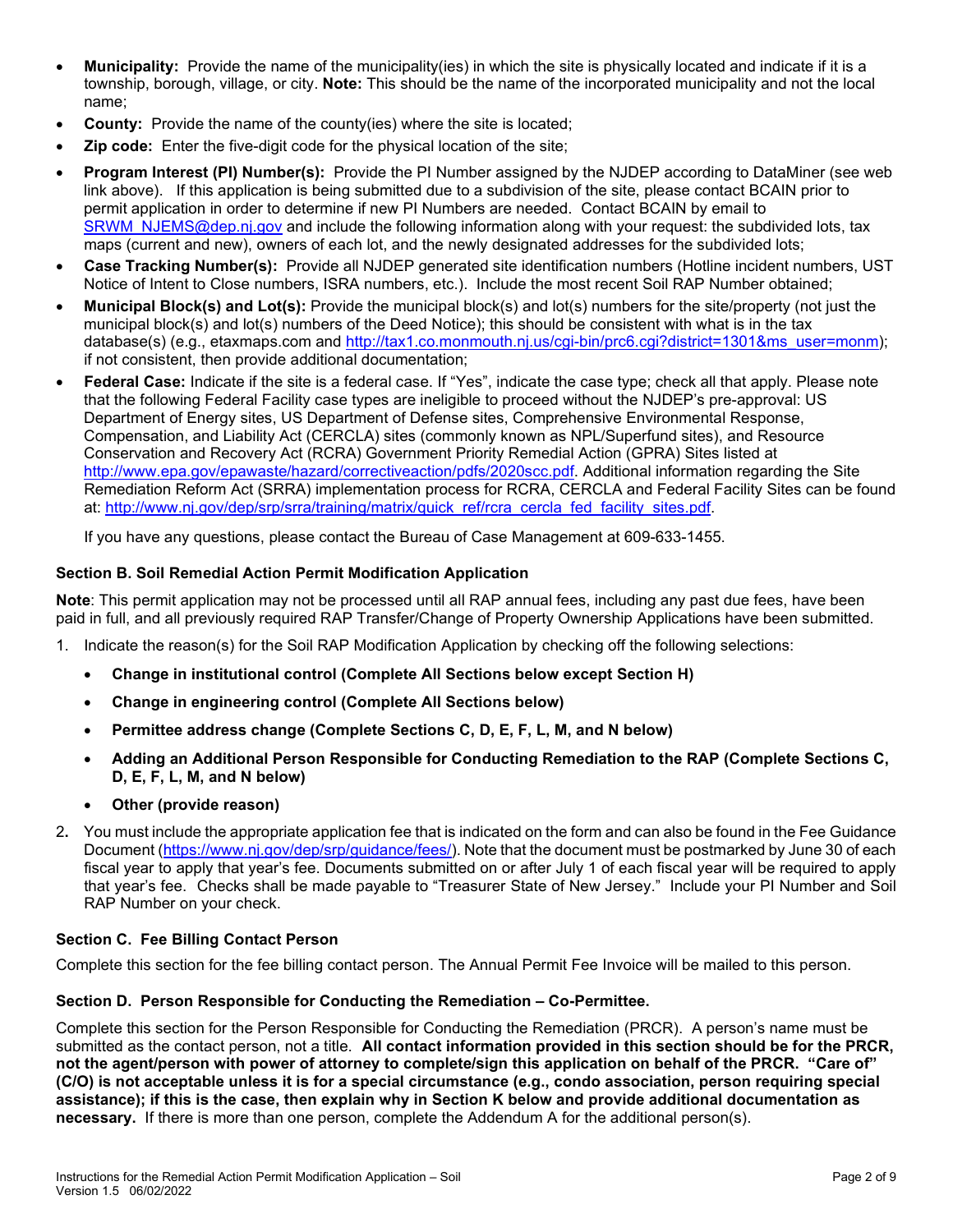- **Municipality:** Provide the name of the municipality(ies) in which the site is physically located and indicate if it is a township, borough, village, or city. **Note:** This should be the name of the incorporated municipality and not the local name;
- **County:** Provide the name of the county(ies) where the site is located;
- **Zip code:** Enter the five-digit code for the physical location of the site;
- **Program Interest (PI) Number(s):** Provide the PI Number assigned by the NJDEP according to DataMiner (see web link above). If this application is being submitted due to a subdivision of the site, please contact BCAIN prior to permit application in order to determine if new PI Numbers are needed. Contact BCAIN by email to SRWM_NJEMS@dep.nj.gov and include the following information along with your request: the subdivided lots, tax maps (current and new), owners of each lot, and the newly designated addresses for the subdivided lots;
- **Case Tracking Number(s):** Provide all NJDEP generated site identification numbers (Hotline incident numbers, UST Notice of Intent to Close numbers, ISRA numbers, etc.). Include the most recent Soil RAP Number obtained;
- **Municipal Block(s) and Lot(s):** Provide the municipal block(s) and lot(s) numbers for the site/property (not just the municipal block(s) and lot(s) numbers of the Deed Notice); this should be consistent with what is in the tax database(s) (e.g., etaxmaps.com and http://tax1.co.monmouth.nj.us/cgi-bin/prc6.cgi?district=1301&ms_user=monm); if not consistent, then provide additional documentation;
- **Federal Case:** Indicate if the site is a federal case. If "Yes", indicate the case type; check all that apply. Please note that the following Federal Facility case types are ineligible to proceed without the NJDEP's pre-approval: US Department of Energy sites, US Department of Defense sites, Comprehensive Environmental Response, Compensation, and Liability Act (CERCLA) sites (commonly known as NPL/Superfund sites), and Resource Conservation and Recovery Act (RCRA) Government Priority Remedial Action (GPRA) Sites listed at http://www.epa.gov/epawaste/hazard/correctiveaction/pdfs/2020scc.pdf. Additional information regarding the Site Remediation Reform Act (SRRA) implementation process for RCRA, CERCLA and Federal Facility Sites can be found at: http://www.nj.gov/dep/srp/srra/training/matrix/quick_ref/rcra_cercla_fed_facility_sites.pdf.

  If you have any questions, please contact the Bureau of Case Management at 609-633-1455.

### Section B. Soil Remedial Action Permit Modification Application

**Note**: This permit application may not be processed until all RAP annual fees, including any past due fees, have been paid in full, and all previously required RAP Transfer/Change of Property Ownership Applications have been submitted.

1. Indicate the reason(s) for the Soil RAP Modification Application by checking off the following selections:
   - **Change in institutional control (Complete All Sections below except Section H)**
   - **Change in engineering control (Complete All Sections below)**
   - **Permittee address change (Complete Sections C, D, E, F, L, M, and N below)**
   - **Adding an Additional Person Responsible for Conducting Remediation to the RAP (Complete Sections C, D, E, F, L, M, and N below)**
   - **Other (provide reason)**
2. You must include the appropriate application fee that is indicated on the form and can also be found in the Fee Guidance Document (https://www.nj.gov/dep/srp/guidance/fees/). Note that the document must be postmarked by June 30 of each fiscal year to apply that year's fee. Documents submitted on or after July 1 of each fiscal year will be required to apply that year's fee. Checks shall be made payable to "Treasurer State of New Jersey." Include your PI Number and Soil RAP Number on your check.

### Section C. Fee Billing Contact Person

Complete this section for the fee billing contact person. The Annual Permit Fee Invoice will be mailed to this person.

### Section D. Person Responsible for Conducting the Remediation – Co-Permittee.

Complete this section for the Person Responsible for Conducting the Remediation (PRCR). A person's name must be submitted as the contact person, not a title. **All contact information provided in this section should be for the PRCR, not the agent/person with power of attorney to complete/sign this application on behalf of the PRCR. "Care of" (C/O) is not acceptable unless it is for a special circumstance (e.g., condo association, person requiring special assistance); if this is the case, then explain why in Section K below and provide additional documentation as necessary.** If there is more than one person, complete the Addendum A for the additional person(s).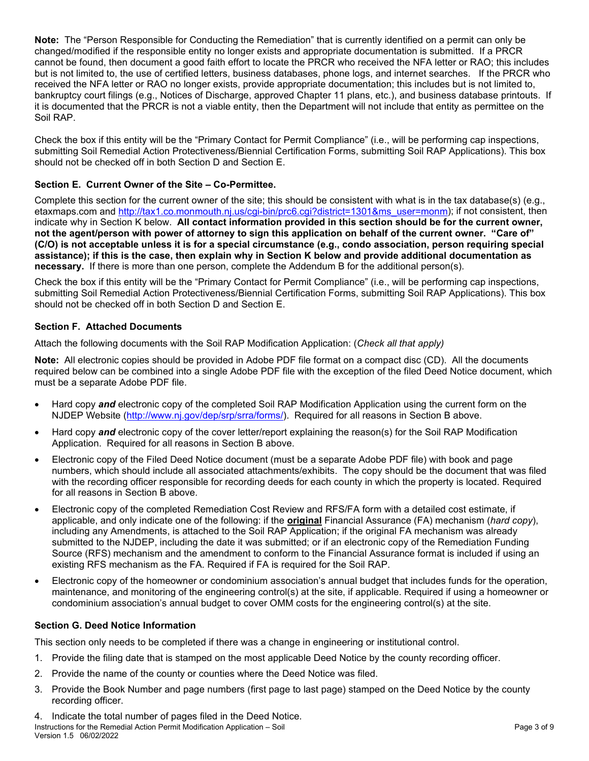**Note:** The "Person Responsible for Conducting the Remediation" that is currently identified on a permit can only be changed/modified if the responsible entity no longer exists and appropriate documentation is submitted. If a PRCR cannot be found, then document a good faith effort to locate the PRCR who received the NFA letter or RAO; this includes but is not limited to, the use of certified letters, business databases, phone logs, and internet searches. If the PRCR who received the NFA letter or RAO no longer exists, provide appropriate documentation; this includes but is not limited to, bankruptcy court filings (e.g., Notices of Discharge, approved Chapter 11 plans, etc.), and business database printouts. If it is documented that the PRCR is not a viable entity, then the Department will not include that entity as permittee on the Soil RAP.

Check the box if this entity will be the "Primary Contact for Permit Compliance" (i.e., will be performing cap inspections, submitting Soil Remedial Action Protectiveness/Biennial Certification Forms, submitting Soil RAP Applications). This box should not be checked off in both Section D and Section E.

### Section E. Current Owner of the Site – Co-Permittee.

Complete this section for the current owner of the site; this should be consistent with what is in the tax database(s) (e.g., etaxmaps.com and http://tax1.co.monmouth.nj.us/cgi-bin/prc6.cgi?district=1301&ms_user=monm); if not consistent, then indicate why in Section K below. **All contact information provided in this section should be for the current owner, not the agent/person with power of attorney to sign this application on behalf of the current owner. "Care of" (C/O) is not acceptable unless it is for a special circumstance (e.g., condo association, person requiring special assistance); if this is the case, then explain why in Section K below and provide additional documentation as necessary.** If there is more than one person, complete the Addendum B for the additional person(s).

Check the box if this entity will be the "Primary Contact for Permit Compliance" (i.e., will be performing cap inspections, submitting Soil Remedial Action Protectiveness/Biennial Certification Forms, submitting Soil RAP Applications). This box should not be checked off in both Section D and Section E.

### Section F. Attached Documents

Attach the following documents with the Soil RAP Modification Application: (*Check all that apply)*

**Note:** All electronic copies should be provided in Adobe PDF file format on a compact disc (CD). All the documents required below can be combined into a single Adobe PDF file with the exception of the filed Deed Notice document, which must be a separate Adobe PDF file.

- Hard copy ***and*** electronic copy of the completed Soil RAP Modification Application using the current form on the NJDEP Website (http://www.nj.gov/dep/srp/srra/forms/). Required for all reasons in Section B above.
- Hard copy ***and*** electronic copy of the cover letter/report explaining the reason(s) for the Soil RAP Modification Application. Required for all reasons in Section B above.
- Electronic copy of the Filed Deed Notice document (must be a separate Adobe PDF file) with book and page numbers, which should include all associated attachments/exhibits. The copy should be the document that was filed with the recording officer responsible for recording deeds for each county in which the property is located. Required for all reasons in Section B above.
- Electronic copy of the completed Remediation Cost Review and RFS/FA form with a detailed cost estimate, if applicable, and only indicate one of the following: if the **original** Financial Assurance (FA) mechanism (*hard copy*), including any Amendments, is attached to the Soil RAP Application; if the original FA mechanism was already submitted to the NJDEP, including the date it was submitted; or if an electronic copy of the Remediation Funding Source (RFS) mechanism and the amendment to conform to the Financial Assurance format is included if using an existing RFS mechanism as the FA. Required if FA is required for the Soil RAP.
- Electronic copy of the homeowner or condominium association's annual budget that includes funds for the operation, maintenance, and monitoring of the engineering control(s) at the site, if applicable. Required if using a homeowner or condominium association's annual budget to cover OMM costs for the engineering control(s) at the site.

### Section G. Deed Notice Information

This section only needs to be completed if there was a change in engineering or institutional control.

1. Provide the filing date that is stamped on the most applicable Deed Notice by the county recording officer.
2. Provide the name of the county or counties where the Deed Notice was filed.
3. Provide the Book Number and page numbers (first page to last page) stamped on the Deed Notice by the county recording officer.
4. Indicate the total number of pages filed in the Deed Notice.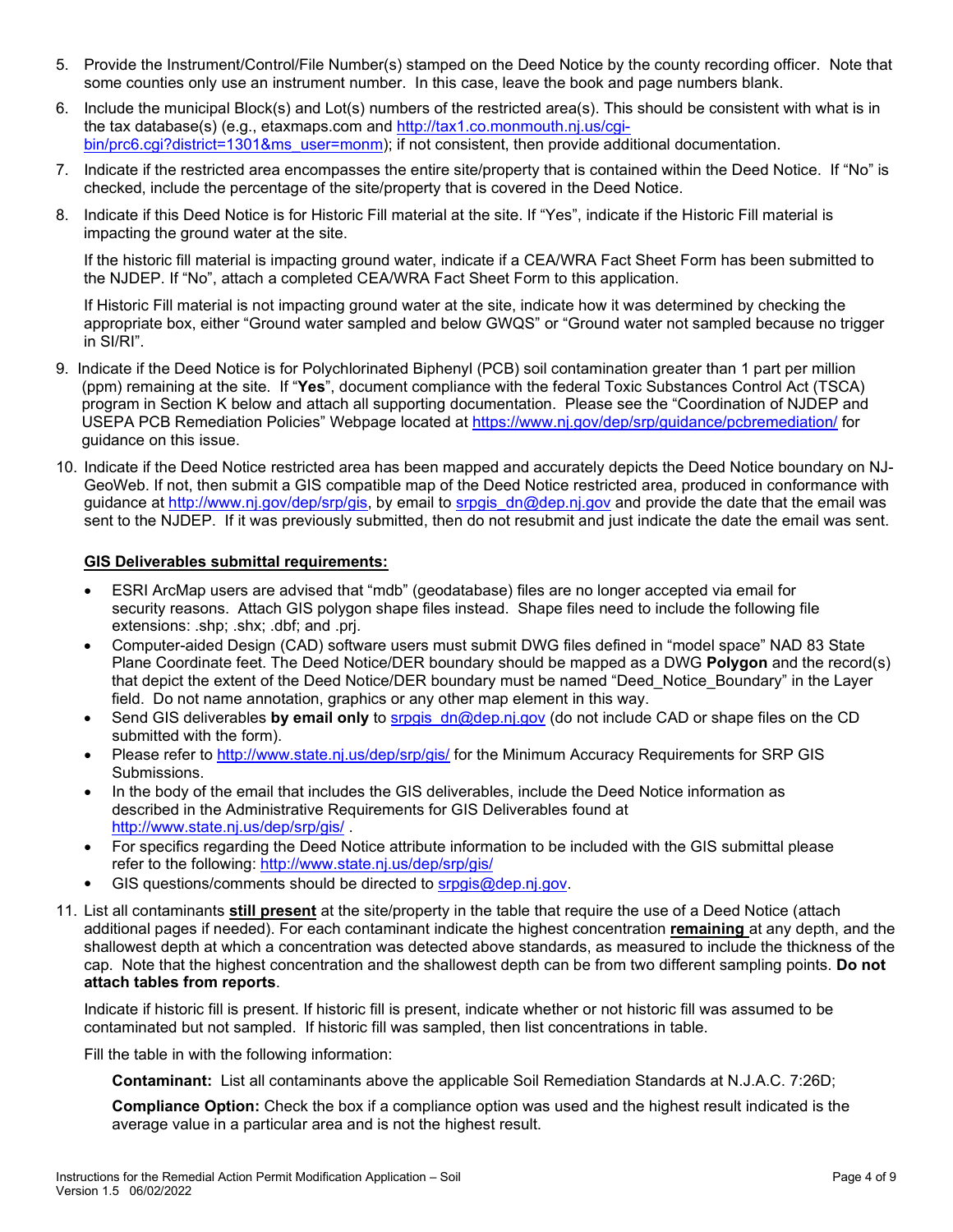5. Provide the Instrument/Control/File Number(s) stamped on the Deed Notice by the county recording officer. Note that some counties only use an instrument number. In this case, leave the book and page numbers blank.

6. Include the municipal Block(s) and Lot(s) numbers of the restricted area(s). This should be consistent with what is in the tax database(s) (e.g., etaxmaps.com and http://tax1.co.monmouth.nj.us/cgi-bin/prc6.cgi?district=1301&ms_user=monm); if not consistent, then provide additional documentation.

7. Indicate if the restricted area encompasses the entire site/property that is contained within the Deed Notice. If "No" is checked, include the percentage of the site/property that is covered in the Deed Notice.

8. Indicate if this Deed Notice is for Historic Fill material at the site. If "Yes", indicate if the Historic Fill material is impacting the ground water at the site.

   If the historic fill material is impacting ground water, indicate if a CEA/WRA Fact Sheet Form has been submitted to the NJDEP. If "No", attach a completed CEA/WRA Fact Sheet Form to this application.

   If Historic Fill material is not impacting ground water at the site, indicate how it was determined by checking the appropriate box, either "Ground water sampled and below GWQS" or "Ground water not sampled because no trigger in SI/RI".

9. Indicate if the Deed Notice is for Polychlorinated Biphenyl (PCB) soil contamination greater than 1 part per million (ppm) remaining at the site. If "**Yes**", document compliance with the federal Toxic Substances Control Act (TSCA) program in Section K below and attach all supporting documentation. Please see the "Coordination of NJDEP and USEPA PCB Remediation Policies" Webpage located at https://www.nj.gov/dep/srp/guidance/pcbremediation/ for guidance on this issue.

10. Indicate if the Deed Notice restricted area has been mapped and accurately depicts the Deed Notice boundary on NJ-GeoWeb. If not, then submit a GIS compatible map of the Deed Notice restricted area, produced in conformance with guidance at http://www.nj.gov/dep/srp/gis, by email to srpgis_dn@dep.nj.gov and provide the date that the email was sent to the NJDEP. If it was previously submitted, then do not resubmit and just indicate the date the email was sent.

    **<u>GIS Deliverables submittal requirements:</u>**

    - ESRI ArcMap users are advised that "mdb" (geodatabase) files are no longer accepted via email for security reasons. Attach GIS polygon shape files instead. Shape files need to include the following file extensions: .shp; .shx; .dbf; and .prj.
    - Computer-aided Design (CAD) software users must submit DWG files defined in "model space" NAD 83 State Plane Coordinate feet. The Deed Notice/DER boundary should be mapped as a DWG **Polygon** and the record(s) that depict the extent of the Deed Notice/DER boundary must be named "Deed_Notice_Boundary" in the Layer field. Do not name annotation, graphics or any other map element in this way.
    - Send GIS deliverables **by email only** to srpgis_dn@dep.nj.gov (do not include CAD or shape files on the CD submitted with the form).
    - Please refer to http://www.state.nj.us/dep/srp/gis/ for the Minimum Accuracy Requirements for SRP GIS Submissions.
    - In the body of the email that includes the GIS deliverables, include the Deed Notice information as described in the Administrative Requirements for GIS Deliverables found at http://www.state.nj.us/dep/srp/gis/ .
    - For specifics regarding the Deed Notice attribute information to be included with the GIS submittal please refer to the following: http://www.state.nj.us/dep/srp/gis/
    - GIS questions/comments should be directed to srpgis@dep.nj.gov.

11. List all contaminants **<u>still present</u>** at the site/property in the table that require the use of a Deed Notice (attach additional pages if needed). For each contaminant indicate the highest concentration **<u>remaining</u>** at any depth, and the shallowest depth at which a concentration was detected above standards, as measured to include the thickness of the cap. Note that the highest concentration and the shallowest depth can be from two different sampling points. **Do not attach tables from reports**.

    Indicate if historic fill is present. If historic fill is present, indicate whether or not historic fill was assumed to be contaminated but not sampled. If historic fill was sampled, then list concentrations in table.

    Fill the table in with the following information:

    **Contaminant:** List all contaminants above the applicable Soil Remediation Standards at N.J.A.C. 7:26D;

    **Compliance Option:** Check the box if a compliance option was used and the highest result indicated is the average value in a particular area and is not the highest result.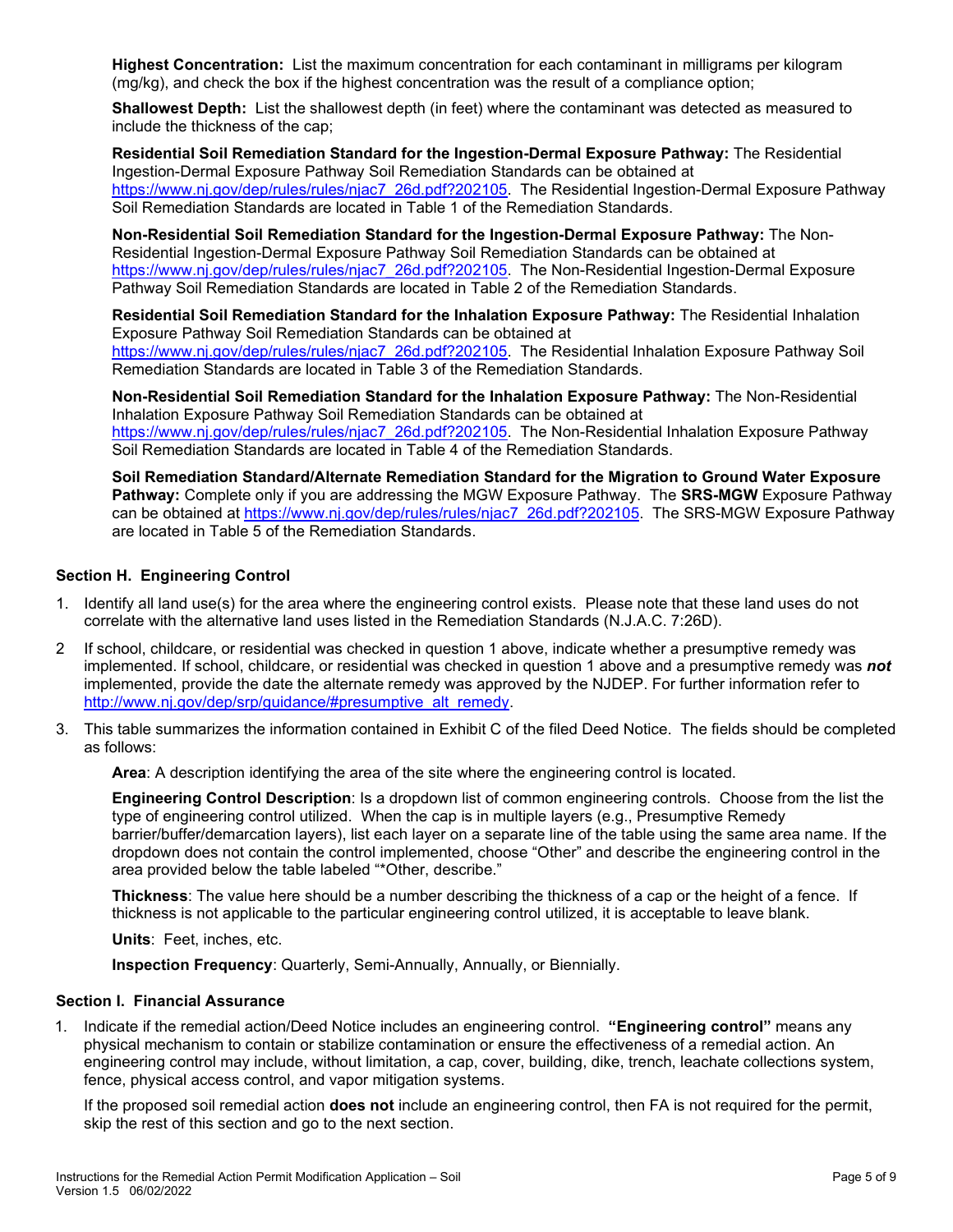**Highest Concentration:** List the maximum concentration for each contaminant in milligrams per kilogram (mg/kg), and check the box if the highest concentration was the result of a compliance option;

**Shallowest Depth:** List the shallowest depth (in feet) where the contaminant was detected as measured to include the thickness of the cap;

**Residential Soil Remediation Standard for the Ingestion-Dermal Exposure Pathway:** The Residential Ingestion-Dermal Exposure Pathway Soil Remediation Standards can be obtained at https://www.nj.gov/dep/rules/rules/njac7_26d.pdf?202105. The Residential Ingestion-Dermal Exposure Pathway Soil Remediation Standards are located in Table 1 of the Remediation Standards.

**Non-Residential Soil Remediation Standard for the Ingestion-Dermal Exposure Pathway:** The Non-Residential Ingestion-Dermal Exposure Pathway Soil Remediation Standards can be obtained at https://www.nj.gov/dep/rules/rules/njac7_26d.pdf?202105. The Non-Residential Ingestion-Dermal Exposure Pathway Soil Remediation Standards are located in Table 2 of the Remediation Standards.

**Residential Soil Remediation Standard for the Inhalation Exposure Pathway:** The Residential Inhalation Exposure Pathway Soil Remediation Standards can be obtained at https://www.nj.gov/dep/rules/rules/njac7_26d.pdf?202105. The Residential Inhalation Exposure Pathway Soil Remediation Standards are located in Table 3 of the Remediation Standards.

**Non-Residential Soil Remediation Standard for the Inhalation Exposure Pathway:** The Non-Residential Inhalation Exposure Pathway Soil Remediation Standards can be obtained at https://www.nj.gov/dep/rules/rules/njac7_26d.pdf?202105. The Non-Residential Inhalation Exposure Pathway Soil Remediation Standards are located in Table 4 of the Remediation Standards.

**Soil Remediation Standard/Alternate Remediation Standard for the Migration to Ground Water Exposure Pathway:** Complete only if you are addressing the MGW Exposure Pathway. The **SRS-MGW** Exposure Pathway can be obtained at https://www.nj.gov/dep/rules/rules/njac7_26d.pdf?202105. The SRS-MGW Exposure Pathway are located in Table 5 of the Remediation Standards.

### Section H. Engineering Control

1. Identify all land use(s) for the area where the engineering control exists. Please note that these land uses do not correlate with the alternative land uses listed in the Remediation Standards (N.J.A.C. 7:26D).

2. If school, childcare, or residential was checked in question 1 above, indicate whether a presumptive remedy was implemented. If school, childcare, or residential was checked in question 1 above and a presumptive remedy was ***not*** implemented, provide the date the alternate remedy was approved by the NJDEP. For further information refer to http://www.nj.gov/dep/srp/guidance/#presumptive_alt_remedy.

3. This table summarizes the information contained in Exhibit C of the filed Deed Notice. The fields should be completed as follows:

   **Area**: A description identifying the area of the site where the engineering control is located.

   **Engineering Control Description**: Is a dropdown list of common engineering controls. Choose from the list the type of engineering control utilized. When the cap is in multiple layers (e.g., Presumptive Remedy barrier/buffer/demarcation layers), list each layer on a separate line of the table using the same area name. If the dropdown does not contain the control implemented, choose "Other" and describe the engineering control in the area provided below the table labeled "*Other, describe."

   **Thickness**: The value here should be a number describing the thickness of a cap or the height of a fence. If thickness is not applicable to the particular engineering control utilized, it is acceptable to leave blank.

   **Units**: Feet, inches, etc.

   **Inspection Frequency**: Quarterly, Semi-Annually, Annually, or Biennially.

### Section I. Financial Assurance

1. Indicate if the remedial action/Deed Notice includes an engineering control. **"Engineering control"** means any physical mechanism to contain or stabilize contamination or ensure the effectiveness of a remedial action. An engineering control may include, without limitation, a cap, cover, building, dike, trench, leachate collections system, fence, physical access control, and vapor mitigation systems.

   If the proposed soil remedial action **does not** include an engineering control, then FA is not required for the permit, skip the rest of this section and go to the next section.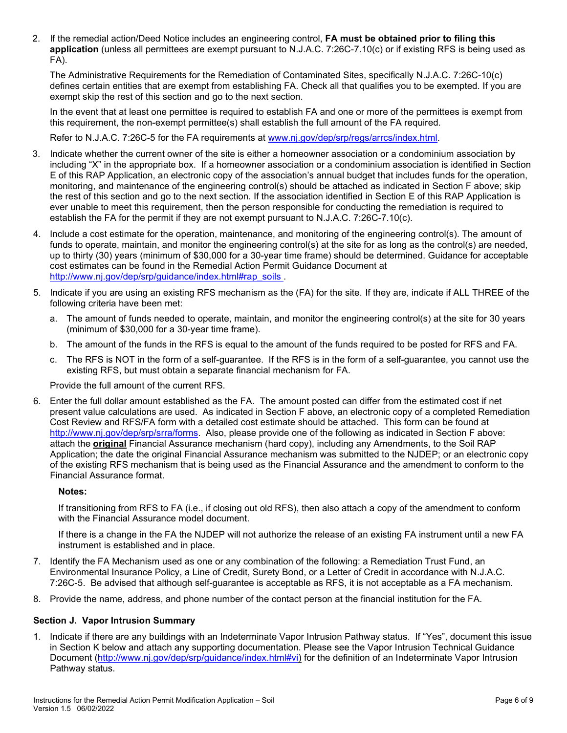2. If the remedial action/Deed Notice includes an engineering control, **FA must be obtained prior to filing this application** (unless all permittees are exempt pursuant to N.J.A.C. 7:26C-7.10(c) or if existing RFS is being used as FA).

   The Administrative Requirements for the Remediation of Contaminated Sites, specifically N.J.A.C. 7:26C-10(c) defines certain entities that are exempt from establishing FA. Check all that qualifies you to be exempted. If you are exempt skip the rest of this section and go to the next section.

   In the event that at least one permittee is required to establish FA and one or more of the permittees is exempt from this requirement, the non-exempt permittee(s) shall establish the full amount of the FA required.

   Refer to N.J.A.C. 7:26C-5 for the FA requirements at www.nj.gov/dep/srp/regs/arrcs/index.html.

3. Indicate whether the current owner of the site is either a homeowner association or a condominium association by including "X" in the appropriate box. If a homeowner association or a condominium association is identified in Section E of this RAP Application, an electronic copy of the association's annual budget that includes funds for the operation, monitoring, and maintenance of the engineering control(s) should be attached as indicated in Section F above; skip the rest of this section and go to the next section. If the association identified in Section E of this RAP Application is ever unable to meet this requirement, then the person responsible for conducting the remediation is required to establish the FA for the permit if they are not exempt pursuant to N.J.A.C. 7:26C-7.10(c).

4. Include a cost estimate for the operation, maintenance, and monitoring of the engineering control(s). The amount of funds to operate, maintain, and monitor the engineering control(s) at the site for as long as the control(s) are needed, up to thirty (30) years (minimum of $30,000 for a 30-year time frame) should be determined. Guidance for acceptable cost estimates can be found in the Remedial Action Permit Guidance Document at http://www.nj.gov/dep/srp/guidance/index.html#rap_soils .

5. Indicate if you are using an existing RFS mechanism as the (FA) for the site. If they are, indicate if ALL THREE of the following criteria have been met:

   a. The amount of funds needed to operate, maintain, and monitor the engineering control(s) at the site for 30 years (minimum of $30,000 for a 30-year time frame).

   b. The amount of the funds in the RFS is equal to the amount of the funds required to be posted for RFS and FA.

   c. The RFS is NOT in the form of a self-guarantee. If the RFS is in the form of a self-guarantee, you cannot use the existing RFS, but must obtain a separate financial mechanism for FA.

   Provide the full amount of the current RFS.

6. Enter the full dollar amount established as the FA. The amount posted can differ from the estimated cost if net present value calculations are used. As indicated in Section F above, an electronic copy of a completed Remediation Cost Review and RFS/FA form with a detailed cost estimate should be attached. This form can be found at http://www.nj.gov/dep/srp/srra/forms. Also, please provide one of the following as indicated in Section F above: attach the **original** Financial Assurance mechanism (hard copy), including any Amendments, to the Soil RAP Application; the date the original Financial Assurance mechanism was submitted to the NJDEP; or an electronic copy of the existing RFS mechanism that is being used as the Financial Assurance and the amendment to conform to the Financial Assurance format.

   **Notes:**

   If transitioning from RFS to FA (i.e., if closing out old RFS), then also attach a copy of the amendment to conform with the Financial Assurance model document.

   If there is a change in the FA the NJDEP will not authorize the release of an existing FA instrument until a new FA instrument is established and in place.

7. Identify the FA Mechanism used as one or any combination of the following: a Remediation Trust Fund, an Environmental Insurance Policy, a Line of Credit, Surety Bond, or a Letter of Credit in accordance with N.J.A.C. 7:26C-5. Be advised that although self-guarantee is acceptable as RFS, it is not acceptable as a FA mechanism.

8. Provide the name, address, and phone number of the contact person at the financial institution for the FA.

### Section J. Vapor Intrusion Summary

1. Indicate if there are any buildings with an Indeterminate Vapor Intrusion Pathway status. If "Yes", document this issue in Section K below and attach any supporting documentation. Please see the Vapor Intrusion Technical Guidance Document (http://www.nj.gov/dep/srp/guidance/index.html#vi) for the definition of an Indeterminate Vapor Intrusion Pathway status.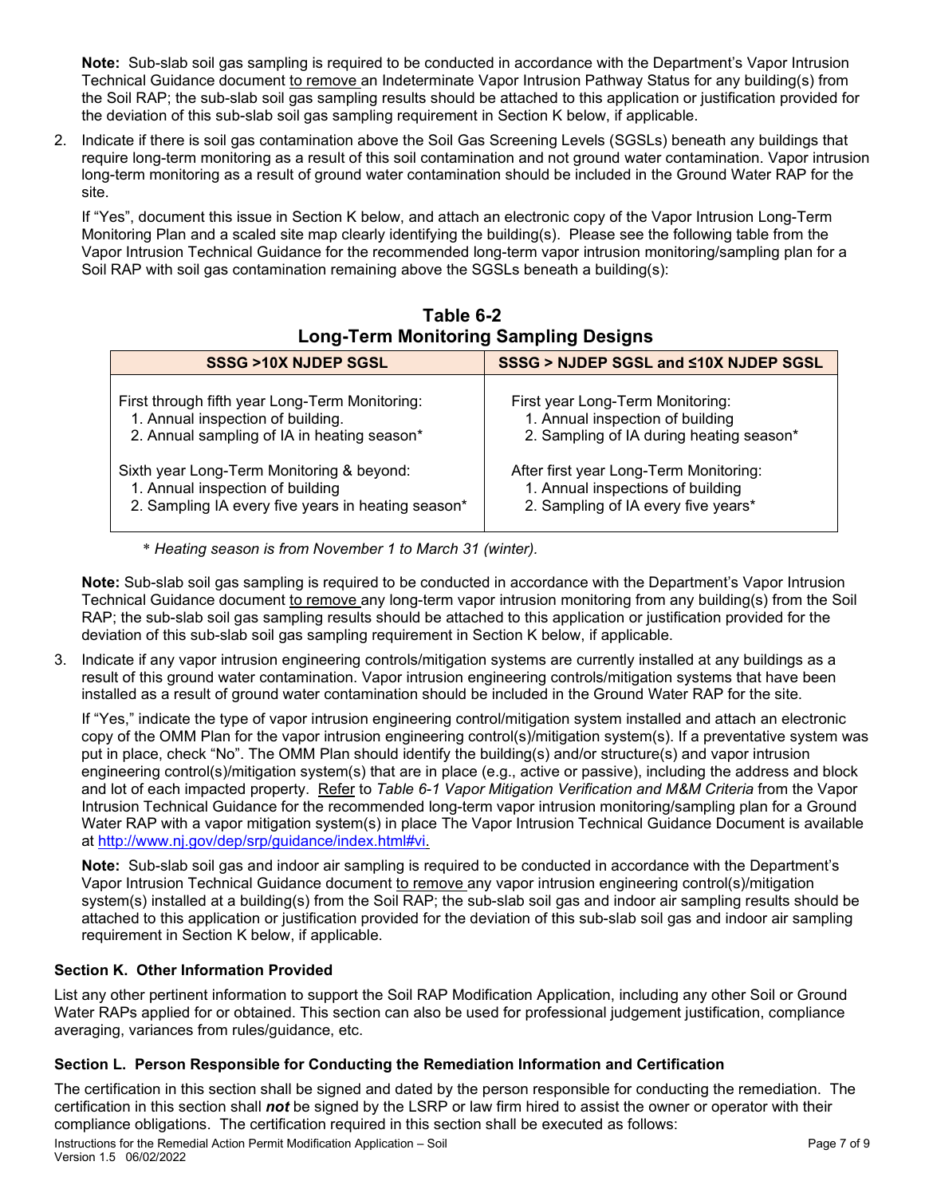**Note:** Sub-slab soil gas sampling is required to be conducted in accordance with the Department's Vapor Intrusion Technical Guidance document to remove an Indeterminate Vapor Intrusion Pathway Status for any building(s) from the Soil RAP; the sub-slab soil gas sampling results should be attached to this application or justification provided for the deviation of this sub-slab soil gas sampling requirement in Section K below, if applicable.

2. Indicate if there is soil gas contamination above the Soil Gas Screening Levels (SGSLs) beneath any buildings that require long-term monitoring as a result of this soil contamination and not ground water contamination. Vapor intrusion long-term monitoring as a result of ground water contamination should be included in the Ground Water RAP for the site.

   If "Yes", document this issue in Section K below, and attach an electronic copy of the Vapor Intrusion Long-Term Monitoring Plan and a scaled site map clearly identifying the building(s). Please see the following table from the Vapor Intrusion Technical Guidance for the recommended long-term vapor intrusion monitoring/sampling plan for a Soil RAP with soil gas contamination remaining above the SGSLs beneath a building(s):

**Table 6-2**
**Long-Term Monitoring Sampling Designs**

| SSSG >10X NJDEP SGSL | SSSG > NJDEP SGSL and ≤10X NJDEP SGSL |
|---|---|
| First through fifth year Long-Term Monitoring:<br>1. Annual inspection of building.<br>2. Annual sampling of IA in heating season* | First year Long-Term Monitoring:<br>1. Annual inspection of building<br>2. Sampling of IA during heating season* |
| Sixth year Long-Term Monitoring & beyond:<br>1. Annual inspection of building<br>2. Sampling IA every five years in heating season* | After first year Long-Term Monitoring:<br>1. Annual inspections of building<br>2. Sampling of IA every five years* |

*\* Heating season is from November 1 to March 31 (winter).*

**Note:** Sub-slab soil gas sampling is required to be conducted in accordance with the Department's Vapor Intrusion Technical Guidance document to remove any long-term vapor intrusion monitoring from any building(s) from the Soil RAP; the sub-slab soil gas sampling results should be attached to this application or justification provided for the deviation of this sub-slab soil gas sampling requirement in Section K below, if applicable.

3. Indicate if any vapor intrusion engineering controls/mitigation systems are currently installed at any buildings as a result of this ground water contamination. Vapor intrusion engineering controls/mitigation systems that have been installed as a result of ground water contamination should be included in the Ground Water RAP for the site.

   If "Yes," indicate the type of vapor intrusion engineering control/mitigation system installed and attach an electronic copy of the OMM Plan for the vapor intrusion engineering control(s)/mitigation system(s). If a preventative system was put in place, check "No". The OMM Plan should identify the building(s) and/or structure(s) and vapor intrusion engineering control(s)/mitigation system(s) that are in place (e.g., active or passive), including the address and block and lot of each impacted property. Refer to *Table 6-1 Vapor Mitigation Verification and M&M Criteria* from the Vapor Intrusion Technical Guidance for the recommended long-term vapor intrusion monitoring/sampling plan for a Ground Water RAP with a vapor mitigation system(s) in place The Vapor Intrusion Technical Guidance Document is available at http://www.nj.gov/dep/srp/guidance/index.html#vi.

**Note:** Sub-slab soil gas and indoor air sampling is required to be conducted in accordance with the Department's Vapor Intrusion Technical Guidance document to remove any vapor intrusion engineering control(s)/mitigation system(s) installed at a building(s) from the Soil RAP; the sub-slab soil gas and indoor air sampling results should be attached to this application or justification provided for the deviation of this sub-slab soil gas and indoor air sampling requirement in Section K below, if applicable.

### Section K. Other Information Provided

List any other pertinent information to support the Soil RAP Modification Application, including any other Soil or Ground Water RAPs applied for or obtained. This section can also be used for professional judgement justification, compliance averaging, variances from rules/guidance, etc.

### Section L. Person Responsible for Conducting the Remediation Information and Certification

The certification in this section shall be signed and dated by the person responsible for conducting the remediation. The certification in this section shall ***not*** be signed by the LSRP or law firm hired to assist the owner or operator with their compliance obligations. The certification required in this section shall be executed as follows: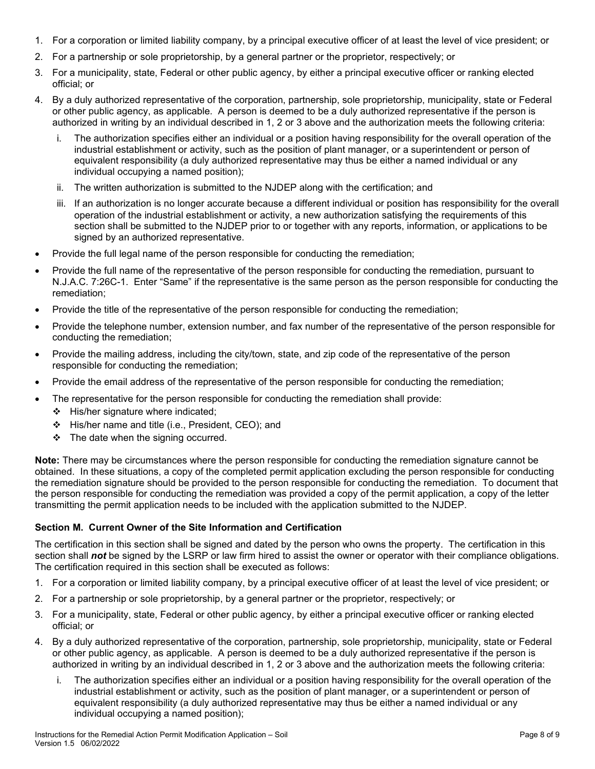1. For a corporation or limited liability company, by a principal executive officer of at least the level of vice president; or
2. For a partnership or sole proprietorship, by a general partner or the proprietor, respectively; or
3. For a municipality, state, Federal or other public agency, by either a principal executive officer or ranking elected official; or
4. By a duly authorized representative of the corporation, partnership, sole proprietorship, municipality, state or Federal or other public agency, as applicable. A person is deemed to be a duly authorized representative if the person is authorized in writing by an individual described in 1, 2 or 3 above and the authorization meets the following criteria:
   i. The authorization specifies either an individual or a position having responsibility for the overall operation of the industrial establishment or activity, such as the position of plant manager, or a superintendent or person of equivalent responsibility (a duly authorized representative may thus be either a named individual or any individual occupying a named position);
   ii. The written authorization is submitted to the NJDEP along with the certification; and
   iii. If an authorization is no longer accurate because a different individual or position has responsibility for the overall operation of the industrial establishment or activity, a new authorization satisfying the requirements of this section shall be submitted to the NJDEP prior to or together with any reports, information, or applications to be signed by an authorized representative.

- Provide the full legal name of the person responsible for conducting the remediation;
- Provide the full name of the representative of the person responsible for conducting the remediation, pursuant to N.J.A.C. 7:26C-1. Enter "Same" if the representative is the same person as the person responsible for conducting the remediation;
- Provide the title of the representative of the person responsible for conducting the remediation;
- Provide the telephone number, extension number, and fax number of the representative of the person responsible for conducting the remediation;
- Provide the mailing address, including the city/town, state, and zip code of the representative of the person responsible for conducting the remediation;
- Provide the email address of the representative of the person responsible for conducting the remediation;
- The representative for the person responsible for conducting the remediation shall provide:
  - His/her signature where indicated;
  - His/her name and title (i.e., President, CEO); and
  - The date when the signing occurred.

**Note:** There may be circumstances where the person responsible for conducting the remediation signature cannot be obtained. In these situations, a copy of the completed permit application excluding the person responsible for conducting the remediation signature should be provided to the person responsible for conducting the remediation. To document that the person responsible for conducting the remediation was provided a copy of the permit application, a copy of the letter transmitting the permit application needs to be included with the application submitted to the NJDEP.

### Section M. Current Owner of the Site Information and Certification

The certification in this section shall be signed and dated by the person who owns the property. The certification in this section shall ***not*** be signed by the LSRP or law firm hired to assist the owner or operator with their compliance obligations. The certification required in this section shall be executed as follows:

1. For a corporation or limited liability company, by a principal executive officer of at least the level of vice president; or
2. For a partnership or sole proprietorship, by a general partner or the proprietor, respectively; or
3. For a municipality, state, Federal or other public agency, by either a principal executive officer or ranking elected official; or
4. By a duly authorized representative of the corporation, partnership, sole proprietorship, municipality, state or Federal or other public agency, as applicable. A person is deemed to be a duly authorized representative if the person is authorized in writing by an individual described in 1, 2 or 3 above and the authorization meets the following criteria:
   i. The authorization specifies either an individual or a position having responsibility for the overall operation of the industrial establishment or activity, such as the position of plant manager, or a superintendent or person of equivalent responsibility (a duly authorized representative may thus be either a named individual or any individual occupying a named position);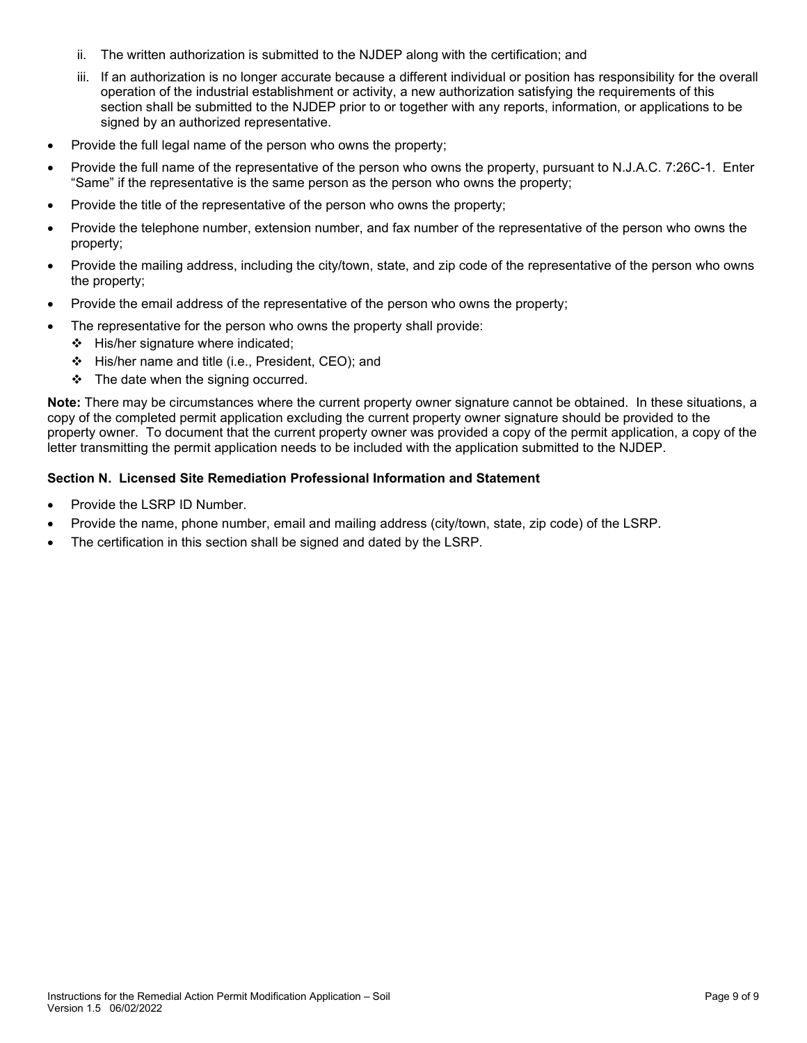ii. The written authorization is submitted to the NJDEP along with the certification; and

iii. If an authorization is no longer accurate because a different individual or position has responsibility for the overall operation of the industrial establishment or activity, a new authorization satisfying the requirements of this section shall be submitted to the NJDEP prior to or together with any reports, information, or applications to be signed by an authorized representative.

- Provide the full legal name of the person who owns the property;
- Provide the full name of the representative of the person who owns the property, pursuant to N.J.A.C. 7:26C-1. Enter "Same" if the representative is the same person as the person who owns the property;
- Provide the title of the representative of the person who owns the property;
- Provide the telephone number, extension number, and fax number of the representative of the person who owns the property;
- Provide the mailing address, including the city/town, state, and zip code of the representative of the person who owns the property;
- Provide the email address of the representative of the person who owns the property;
- The representative for the person who owns the property shall provide:
  - His/her signature where indicated;
  - His/her name and title (i.e., President, CEO); and
  - The date when the signing occurred.

**Note:** There may be circumstances where the current property owner signature cannot be obtained. In these situations, a copy of the completed permit application excluding the current property owner signature should be provided to the property owner. To document that the current property owner was provided a copy of the permit application, a copy of the letter transmitting the permit application needs to be included with the application submitted to the NJDEP.

### Section N. Licensed Site Remediation Professional Information and Statement

- Provide the LSRP ID Number.
- Provide the name, phone number, email and mailing address (city/town, state, zip code) of the LSRP.
- The certification in this section shall be signed and dated by the LSRP.